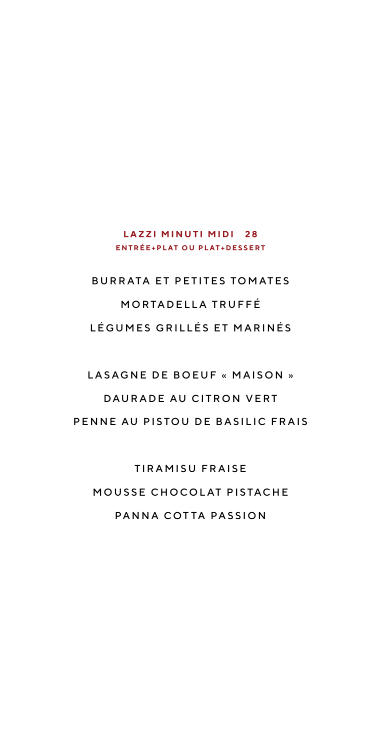## LAZZI MINUTI MIDI 28

**ENTRÉE+PLAT OU PLAT+DESSERT**

BURRATA ET PETITES TOMATES

MORTADELLA TRUFFÉ

LÉGUMES GRILLÉS ET MARINÉS

LASAGNE DE BOEUF « MAISON »

DAURADE AU CITRON VERT

PENNE AU PISTOU DE BASILIC FRAIS

TIRAMISU FRAISE

MOUSSE CHOCOLAT PISTACHE

PANNA COTTA PASSION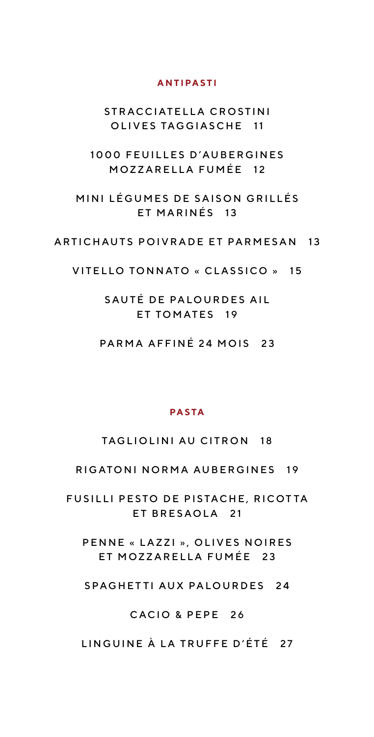## ANTIPASTI

STRACCIATELLA CROSTINI OLIVES TAGGIASCHE 11

1000 FEUILLES D'AUBERGINES MOZZARELLA FUMÉE 12

MINI LÉGUMES DE SAISON GRILLÉS ET MARINÉS 13

ARTICHAUTS POIVRADE ET PARMESAN 13

VITELLO TONNATO « CLASSICO » 15

SAUTÉ DE PALOURDES AIL ET TOMATES 19

PARMA AFFINÉ 24 MOIS 23

## PASTA

TAGLIOLINI AU CITRON 18

RIGATONI NORMA AUBERGINES 19

FUSILLI PESTO DE PISTACHE, RICOTTA ET BRESAOLA 21

PENNE « LAZZI », OLIVES NOIRES ET MOZZARELLA FUMÉE 23

SPAGHETTI AUX PALOURDES 24

CACIO & PEPE 26

LINGUINE À LA TRUFFE D'ÉTÉ 27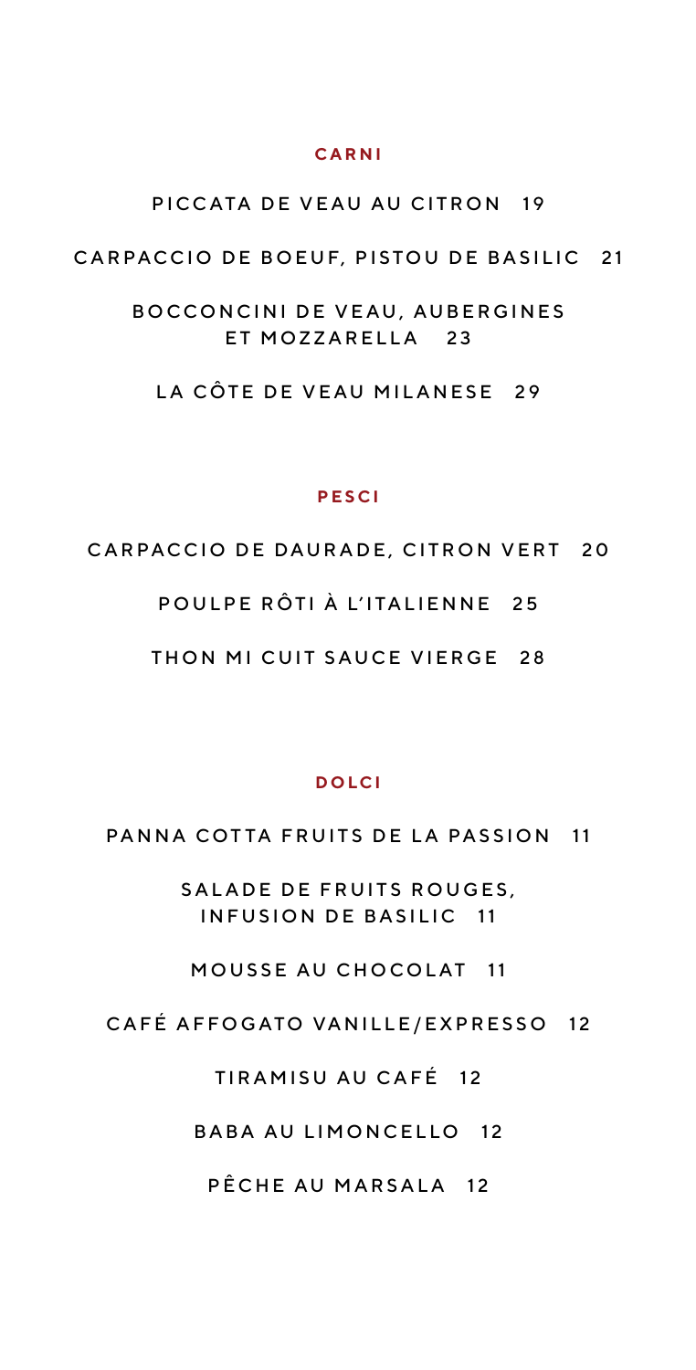## CARNI

PICCATA DE VEAU AU CITRON 19

CARPACCIO DE BOEUF, PISTOU DE BASILIC 21

BOCCONCINI DE VEAU, AUBERGINES ET MOZZARELLA 23

LA CÔTE DE VEAU MILANESE 29

## PESCI

CARPACCIO DE DAURADE, CITRON VERT 20

POULPE RÔTI À L'ITALIENNE 25

THON MI CUIT SAUCE VIERGE 28

## DOLCI

PANNA COTTA FRUITS DE LA PASSION 11

SALADE DE FRUITS ROUGES, INFUSION DE BASILIC 11

MOUSSE AU CHOCOLAT 11

CAFÉ AFFOGATO VANILLE/EXPRESSO 12

TIRAMISU AU CAFÉ 12

BABA AU LIMONCELLO 12

PÊCHE AU MARSALA 12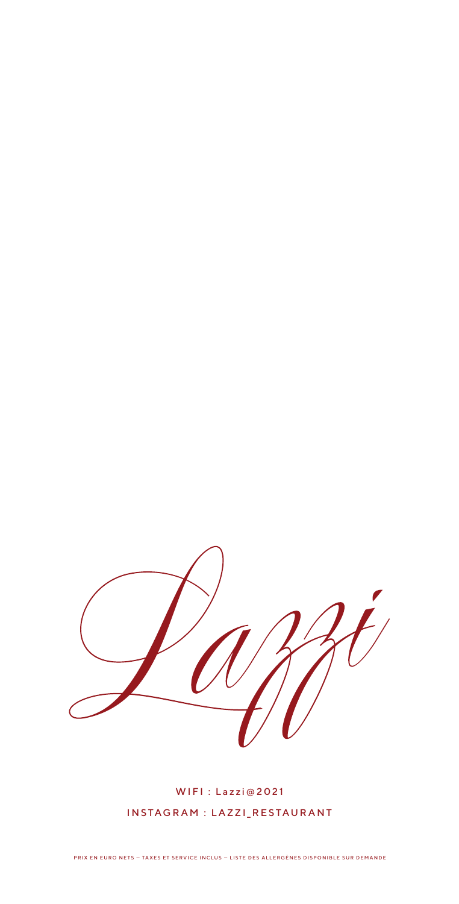# Lazzi

WIFI : Lazzi@2021

INSTAGRAM : LAZZI_RESTAURANT

PRIX EN EURO NETS – TAXES ET SERVICE INCLUS – LISTE DES ALLERGÈNES DISPONIBLE SUR DEMANDE